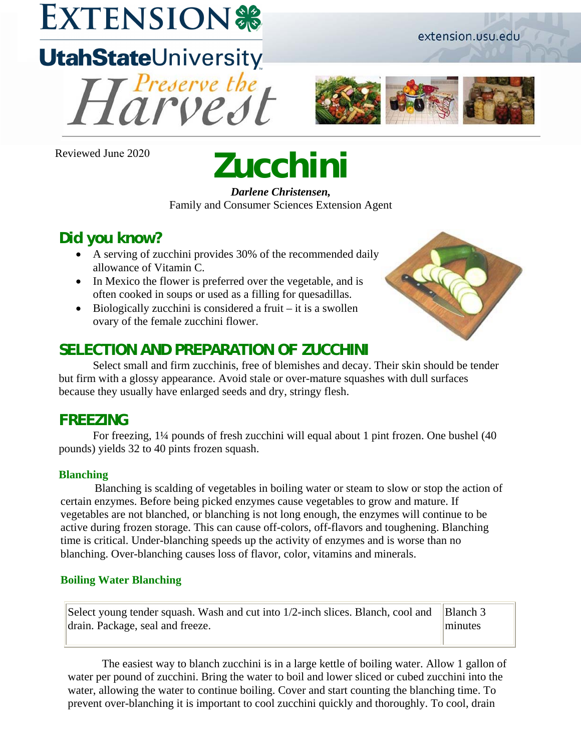EXTENSION

Utah State University

extension.usu.edu

Preserve the Harvest

Reviewed June 2020

# Zucchini

***Darlene Christensen,***
Family and Consumer Sciences Extension Agent

## Did you know?

- A serving of zucchini provides 30% of the recommended daily allowance of Vitamin C.
- In Mexico the flower is preferred over the vegetable, and is often cooked in soups or used as a filling for quesadillas.
- Biologically zucchini is considered a fruit – it is a swollen ovary of the female zucchini flower.

## SELECTION AND PREPARATION OF ZUCCHINI

Select small and firm zucchinis, free of blemishes and decay. Their skin should be tender but firm with a glossy appearance. Avoid stale or over-mature squashes with dull surfaces because they usually have enlarged seeds and dry, stringy flesh.

## FREEZING

For freezing, 1¼ pounds of fresh zucchini will equal about 1 pint frozen. One bushel (40 pounds) yields 32 to 40 pints frozen squash.

### Blanching

Blanching is scalding of vegetables in boiling water or steam to slow or stop the action of certain enzymes. Before being picked enzymes cause vegetables to grow and mature. If vegetables are not blanched, or blanching is not long enough, the enzymes will continue to be active during frozen storage. This can cause off-colors, off-flavors and toughening. Blanching time is critical. Under-blanching speeds up the activity of enzymes and is worse than no blanching. Over-blanching causes loss of flavor, color, vitamins and minerals.

### Boiling Water Blanching

| | |
|---|---|
| Select young tender squash. Wash and cut into 1/2-inch slices. Blanch, cool and drain. Package, seal and freeze. | Blanch 3 minutes |

The easiest way to blanch zucchini is in a large kettle of boiling water. Allow 1 gallon of water per pound of zucchini. Bring the water to boil and lower sliced or cubed zucchini into the water, allowing the water to continue boiling. Cover and start counting the blanching time. To prevent over-blanching it is important to cool zucchini quickly and thoroughly. To cool, drain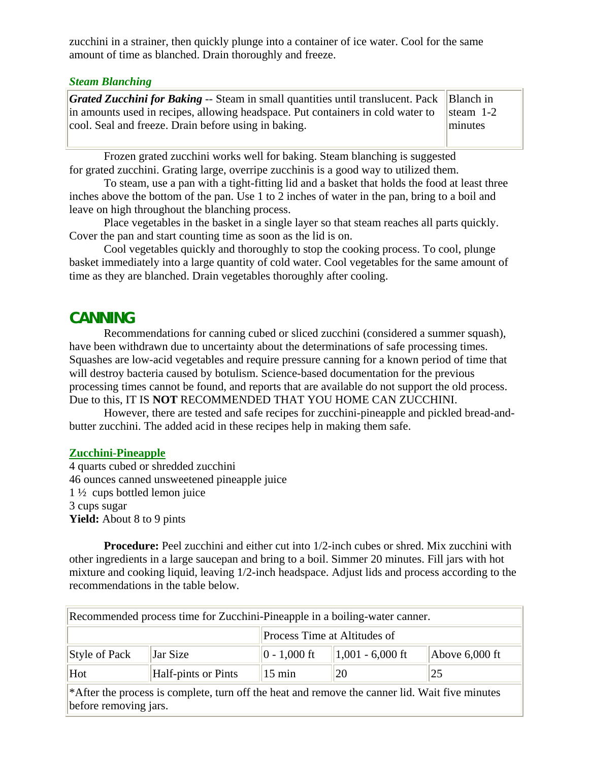zucchini in a strainer, then quickly plunge into a container of ice water. Cool for the same amount of time as blanched. Drain thoroughly and freeze.

### *Steam Blanching*

| | |
|---|---|
| ***Grated Zucchini for Baking*** -- Steam in small quantities until translucent. Pack in amounts used in recipes, allowing headspace. Put containers in cold water to cool. Seal and freeze. Drain before using in baking. | Blanch in steam 1-2 minutes |

Frozen grated zucchini works well for baking. Steam blanching is suggested for grated zucchini. Grating large, overripe zucchinis is a good way to utilized them.

To steam, use a pan with a tight-fitting lid and a basket that holds the food at least three inches above the bottom of the pan. Use 1 to 2 inches of water in the pan, bring to a boil and leave on high throughout the blanching process.

Place vegetables in the basket in a single layer so that steam reaches all parts quickly. Cover the pan and start counting time as soon as the lid is on.

Cool vegetables quickly and thoroughly to stop the cooking process. To cool, plunge basket immediately into a large quantity of cold water. Cool vegetables for the same amount of time as they are blanched. Drain vegetables thoroughly after cooling.

## CANNING

Recommendations for canning cubed or sliced zucchini (considered a summer squash), have been withdrawn due to uncertainty about the determinations of safe processing times. Squashes are low-acid vegetables and require pressure canning for a known period of time that will destroy bacteria caused by botulism. Science-based documentation for the previous processing times cannot be found, and reports that are available do not support the old process. Due to this, IT IS **NOT** RECOMMENDED THAT YOU HOME CAN ZUCCHINI.

However, there are tested and safe recipes for zucchini-pineapple and pickled bread-and-butter zucchini. The added acid in these recipes help in making them safe.

### Zucchini-Pineapple

4 quarts cubed or shredded zucchini
46 ounces canned unsweetened pineapple juice
1 ½ cups bottled lemon juice
3 cups sugar
**Yield:** About 8 to 9 pints

**Procedure:** Peel zucchini and either cut into 1/2-inch cubes or shred. Mix zucchini with other ingredients in a large saucepan and bring to a boil. Simmer 20 minutes. Fill jars with hot mixture and cooking liquid, leaving 1/2-inch headspace. Adjust lids and process according to the recommendations in the table below.

| Recommended process time for Zucchini-Pineapple in a boiling-water canner. | | | | |
|---|---|---|---|---|
| | | Process Time at Altitudes of | | |
| Style of Pack | Jar Size | 0 - 1,000 ft | 1,001 - 6,000 ft | Above 6,000 ft |
| Hot | Half-pints or Pints | 15 min | 20 | 25 |
| *After the process is complete, turn off the heat and remove the canner lid. Wait five minutes before removing jars. | | | | |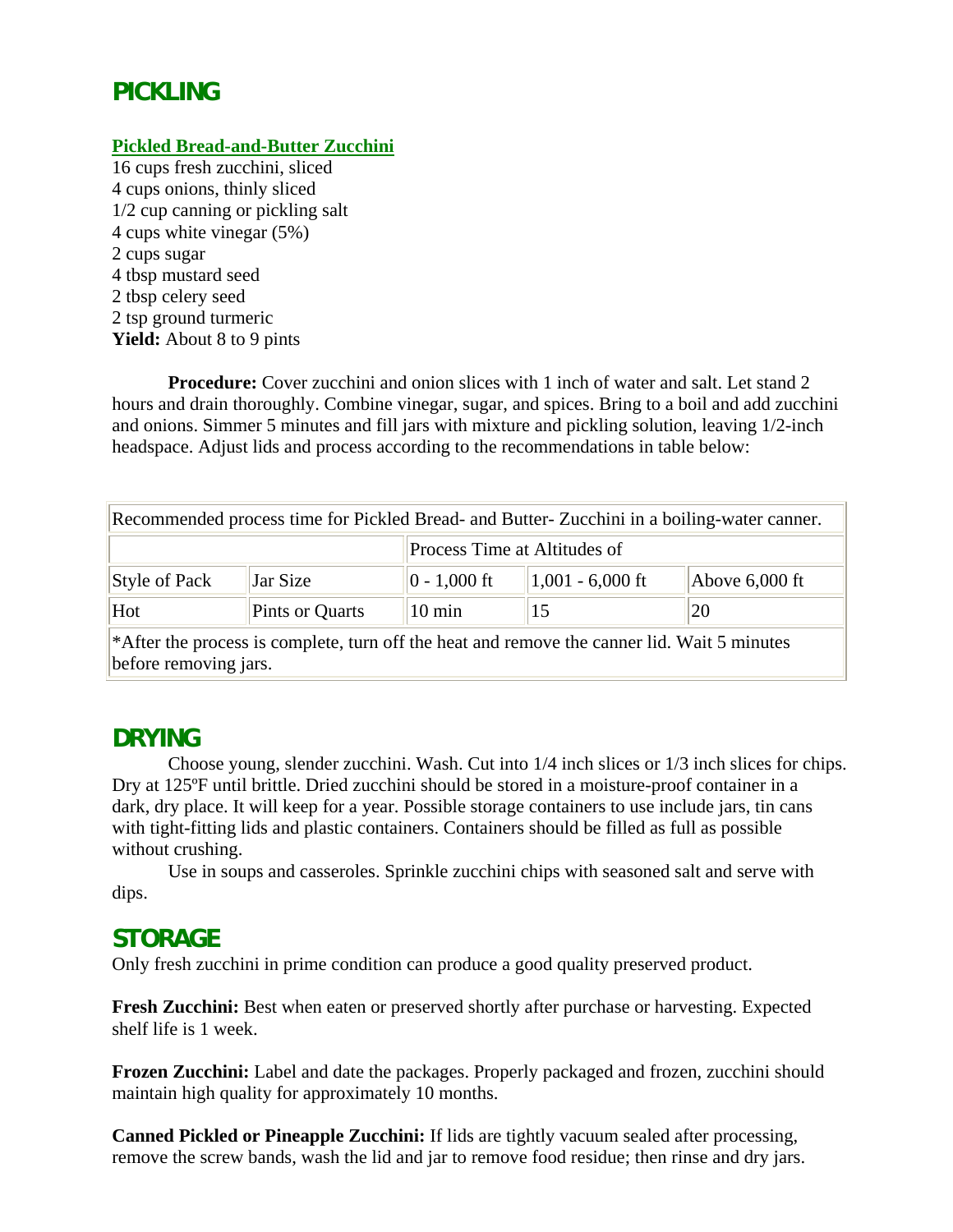## PICKLING

### Pickled Bread-and-Butter Zucchini

16 cups fresh zucchini, sliced
4 cups onions, thinly sliced
1/2 cup canning or pickling salt
4 cups white vinegar (5%)
2 cups sugar
4 tbsp mustard seed
2 tbsp celery seed
2 tsp ground turmeric
**Yield:** About 8 to 9 pints

**Procedure:** Cover zucchini and onion slices with 1 inch of water and salt. Let stand 2 hours and drain thoroughly. Combine vinegar, sugar, and spices. Bring to a boil and add zucchini and onions. Simmer 5 minutes and fill jars with mixture and pickling solution, leaving 1/2-inch headspace. Adjust lids and process according to the recommendations in table below:

| Recommended process time for Pickled Bread- and Butter- Zucchini in a boiling-water canner. | | | | |
|---|---|---|---|---|
| | | Process Time at Altitudes of | | |
| Style of Pack | Jar Size | 0 - 1,000 ft | 1,001 - 6,000 ft | Above 6,000 ft |
| Hot | Pints or Quarts | 10 min | 15 | 20 |
| *After the process is complete, turn off the heat and remove the canner lid. Wait 5 minutes before removing jars. | | | | |

## DRYING

Choose young, slender zucchini. Wash. Cut into 1/4 inch slices or 1/3 inch slices for chips. Dry at 125ºF until brittle. Dried zucchini should be stored in a moisture-proof container in a dark, dry place. It will keep for a year. Possible storage containers to use include jars, tin cans with tight-fitting lids and plastic containers. Containers should be filled as full as possible without crushing.

Use in soups and casseroles. Sprinkle zucchini chips with seasoned salt and serve with dips.

## STORAGE

Only fresh zucchini in prime condition can produce a good quality preserved product.

**Fresh Zucchini:** Best when eaten or preserved shortly after purchase or harvesting. Expected shelf life is 1 week.

**Frozen Zucchini:** Label and date the packages. Properly packaged and frozen, zucchini should maintain high quality for approximately 10 months.

**Canned Pickled or Pineapple Zucchini:** If lids are tightly vacuum sealed after processing, remove the screw bands, wash the lid and jar to remove food residue; then rinse and dry jars.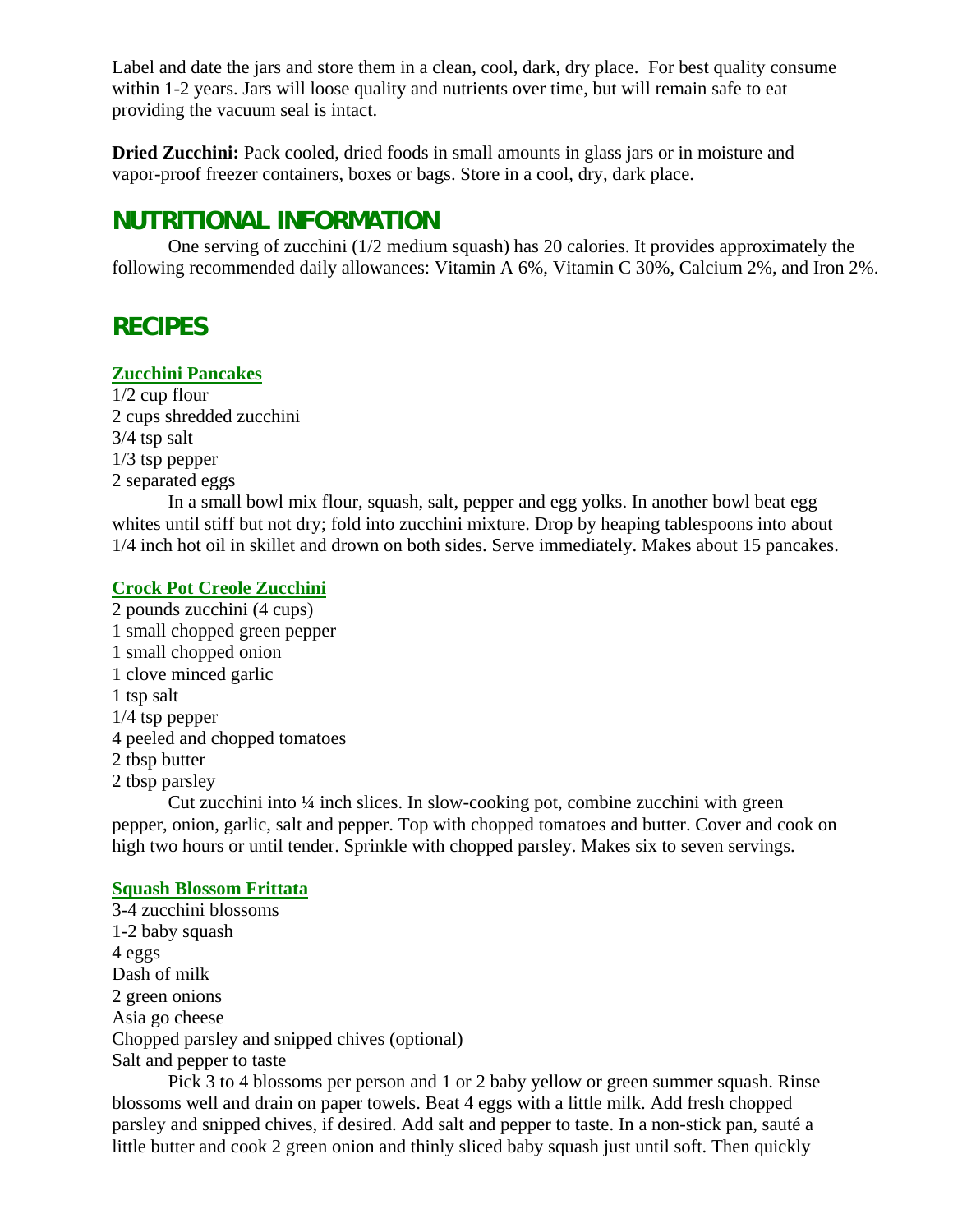Label and date the jars and store them in a clean, cool, dark, dry place. For best quality consume within 1-2 years. Jars will loose quality and nutrients over time, but will remain safe to eat providing the vacuum seal is intact.

**Dried Zucchini:** Pack cooled, dried foods in small amounts in glass jars or in moisture and vapor-proof freezer containers, boxes or bags. Store in a cool, dry, dark place.

## NUTRITIONAL INFORMATION

One serving of zucchini (1/2 medium squash) has 20 calories. It provides approximately the following recommended daily allowances: Vitamin A 6%, Vitamin C 30%, Calcium 2%, and Iron 2%.

## RECIPES

### Zucchini Pancakes

1/2 cup flour
2 cups shredded zucchini
3/4 tsp salt
1/3 tsp pepper
2 separated eggs

In a small bowl mix flour, squash, salt, pepper and egg yolks. In another bowl beat egg whites until stiff but not dry; fold into zucchini mixture. Drop by heaping tablespoons into about 1/4 inch hot oil in skillet and drown on both sides. Serve immediately. Makes about 15 pancakes.

### Crock Pot Creole Zucchini

2 pounds zucchini (4 cups)
1 small chopped green pepper
1 small chopped onion
1 clove minced garlic
1 tsp salt
1/4 tsp pepper
4 peeled and chopped tomatoes
2 tbsp butter
2 tbsp parsley

Cut zucchini into ¼ inch slices. In slow-cooking pot, combine zucchini with green pepper, onion, garlic, salt and pepper. Top with chopped tomatoes and butter. Cover and cook on high two hours or until tender. Sprinkle with chopped parsley. Makes six to seven servings.

### Squash Blossom Frittata

3-4 zucchini blossoms
1-2 baby squash
4 eggs
Dash of milk
2 green onions
Asia go cheese
Chopped parsley and snipped chives (optional)
Salt and pepper to taste

Pick 3 to 4 blossoms per person and 1 or 2 baby yellow or green summer squash. Rinse blossoms well and drain on paper towels. Beat 4 eggs with a little milk. Add fresh chopped parsley and snipped chives, if desired. Add salt and pepper to taste. In a non-stick pan, sauté a little butter and cook 2 green onion and thinly sliced baby squash just until soft. Then quickly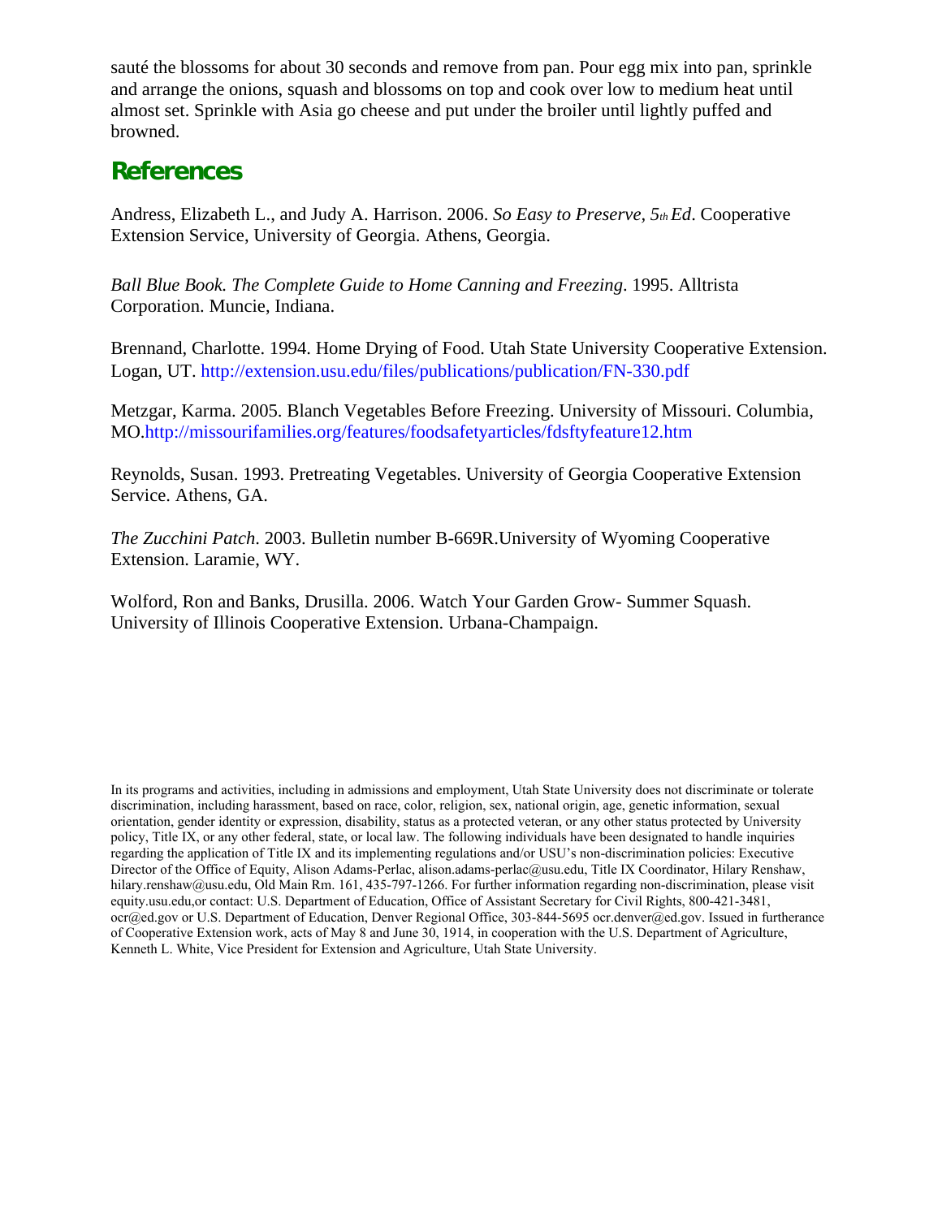sauté the blossoms for about 30 seconds and remove from pan. Pour egg mix into pan, sprinkle and arrange the onions, squash and blossoms on top and cook over low to medium heat until almost set. Sprinkle with Asia go cheese and put under the broiler until lightly puffed and browned.

## References

Andress, Elizabeth L., and Judy A. Harrison. 2006. *So Easy to Preserve, 5th Ed*. Cooperative Extension Service, University of Georgia. Athens, Georgia.

*Ball Blue Book. The Complete Guide to Home Canning and Freezing*. 1995. Alltrista Corporation. Muncie, Indiana.

Brennand, Charlotte. 1994. Home Drying of Food. Utah State University Cooperative Extension. Logan, UT. http://extension.usu.edu/files/publications/publication/FN-330.pdf

Metzgar, Karma. 2005. Blanch Vegetables Before Freezing. University of Missouri. Columbia, MO.http://missourifamilies.org/features/foodsafetyarticles/fdsftyfeature12.htm

Reynolds, Susan. 1993. Pretreating Vegetables. University of Georgia Cooperative Extension Service. Athens, GA.

*The Zucchini Patch*. 2003. Bulletin number B-669R.University of Wyoming Cooperative Extension. Laramie, WY.

Wolford, Ron and Banks, Drusilla. 2006. Watch Your Garden Grow- Summer Squash. University of Illinois Cooperative Extension. Urbana-Champaign.

In its programs and activities, including in admissions and employment, Utah State University does not discriminate or tolerate discrimination, including harassment, based on race, color, religion, sex, national origin, age, genetic information, sexual orientation, gender identity or expression, disability, status as a protected veteran, or any other status protected by University policy, Title IX, or any other federal, state, or local law. The following individuals have been designated to handle inquiries regarding the application of Title IX and its implementing regulations and/or USU's non-discrimination policies: Executive Director of the Office of Equity, Alison Adams-Perlac, alison.adams-perlac@usu.edu, Title IX Coordinator, Hilary Renshaw, hilary.renshaw@usu.edu, Old Main Rm. 161, 435-797-1266. For further information regarding non-discrimination, please visit equity.usu.edu,or contact: U.S. Department of Education, Office of Assistant Secretary for Civil Rights, 800-421-3481, ocr@ed.gov or U.S. Department of Education, Denver Regional Office, 303-844-5695 ocr.denver@ed.gov. Issued in furtherance of Cooperative Extension work, acts of May 8 and June 30, 1914, in cooperation with the U.S. Department of Agriculture, Kenneth L. White, Vice President for Extension and Agriculture, Utah State University.